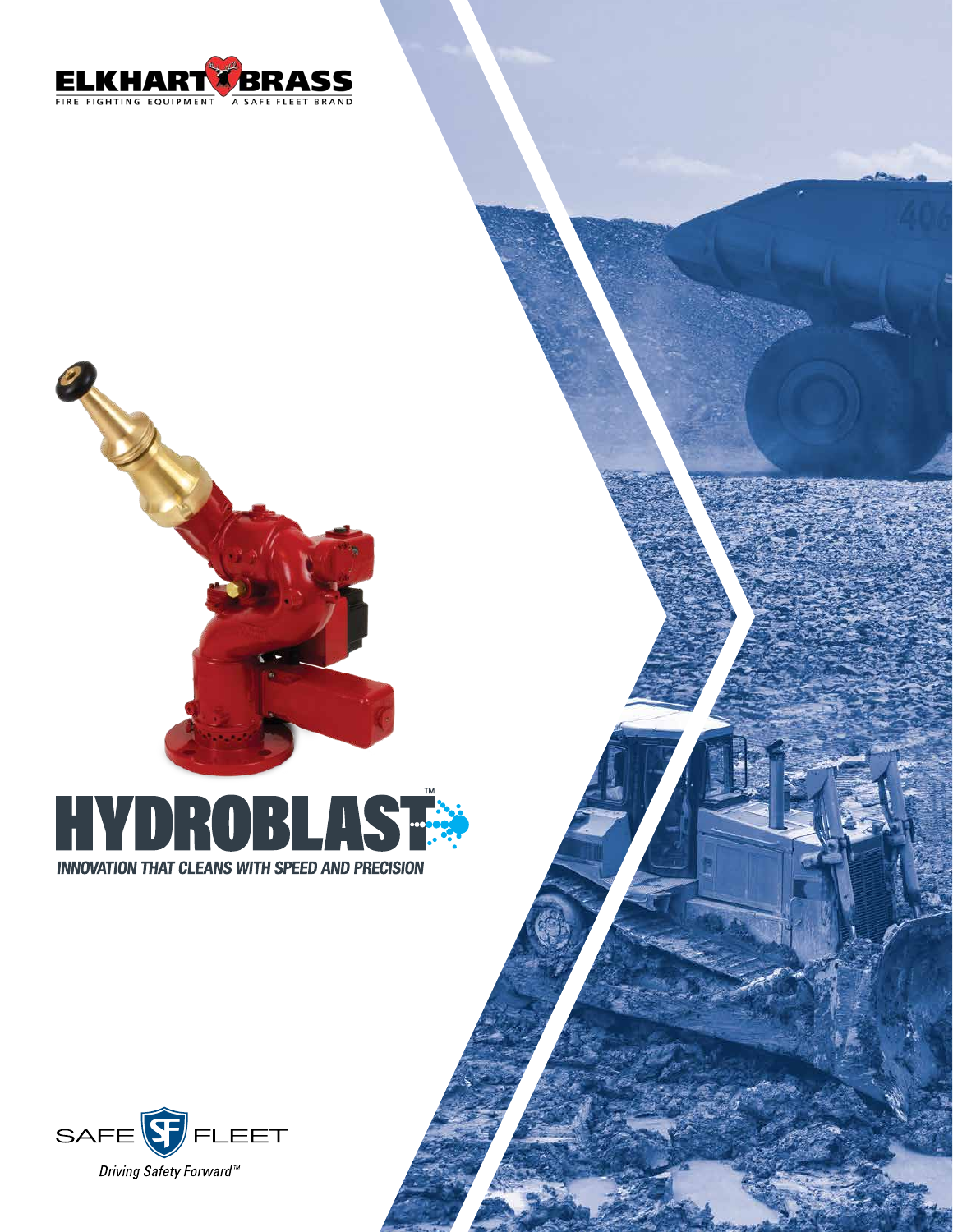ELKHART BRASS

FIRE FIGHTING EQUIPMENT A SAFE FLEET BRAND

# HYDROBLAST™

*INNOVATION THAT CLEANS WITH SPEED AND PRECISION*

SAFE FLEET

*Driving Safety Forward™*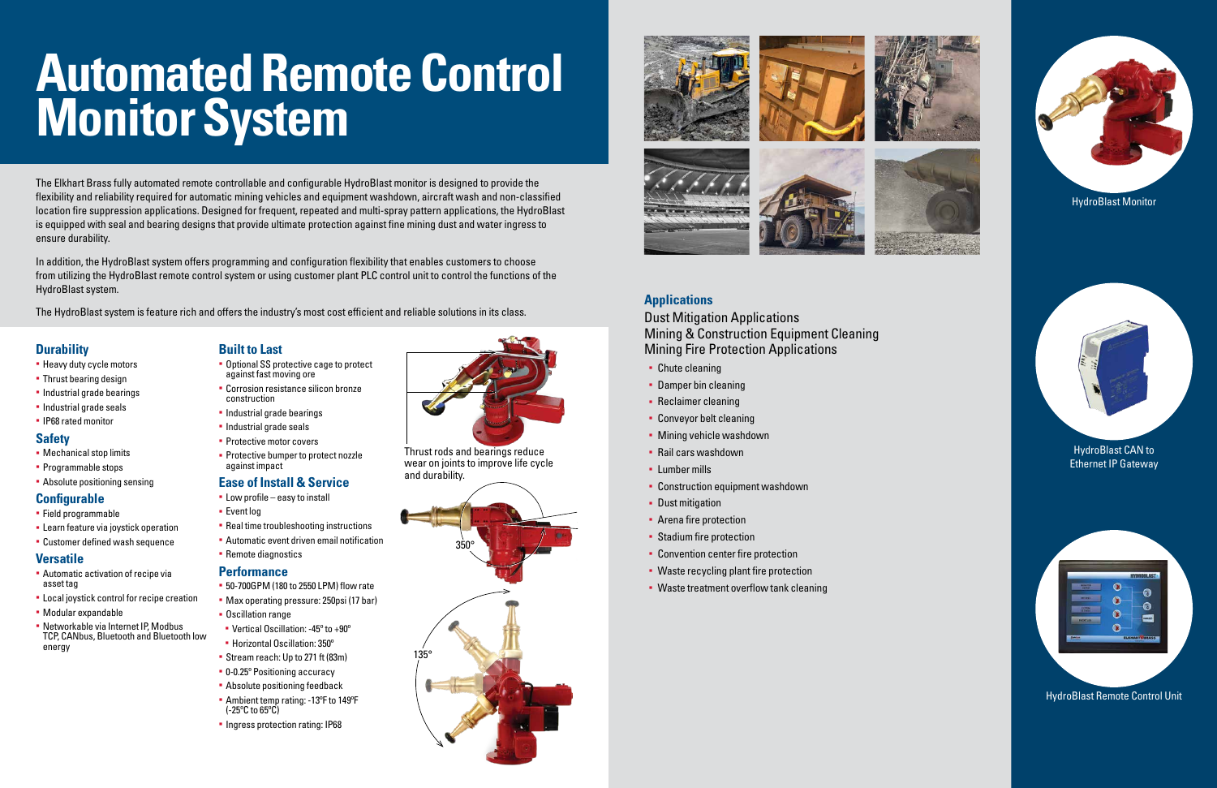# Automated Remote Control Monitor System

The Elkhart Brass fully automated remote controllable and configurable HydroBlast monitor is designed to provide the flexibility and reliability required for automatic mining vehicles and equipment washdown, aircraft wash and non-classified location fire suppression applications. Designed for frequent, repeated and multi-spray pattern applications, the HydroBlast is equipped with seal and bearing designs that provide ultimate protection against fine mining dust and water ingress to ensure durability.

In addition, the HydroBlast system offers programming and configuration flexibility that enables customers to choose from utilizing the HydroBlast remote control system or using customer plant PLC control unit to control the functions of the HydroBlast system.

The HydroBlast system is feature rich and offers the industry's most cost efficient and reliable solutions in its class.

## Durability

- Heavy duty cycle motors
- Thrust bearing design
- Industrial grade bearings
- Industrial grade seals
- IP68 rated monitor

## Safety

- Mechanical stop limits
- Programmable stops
- Absolute positioning sensing

## Configurable

- Field programmable
- Learn feature via joystick operation
- Customer defined wash sequence

## Versatile

- Automatic activation of recipe via asset tag
- Local joystick control for recipe creation
- Modular expandable
- Networkable via Internet IP, Modbus TCP, CANbus, Bluetooth and Bluetooth low energy

## Built to Last

- Optional SS protective cage to protect against fast moving ore
- Corrosion resistance silicon bronze construction
- Industrial grade bearings
- Industrial grade seals
- Protective motor covers
- Protective bumper to protect nozzle against impact

## Ease of Install & Service

- Low profile – easy to install
- Event log
- Real time troubleshooting instructions
- Automatic event driven email notification
- Remote diagnostics

## Performance

- 50-700GPM (180 to 2550 LPM) flow rate
- Max operating pressure: 250psi (17 bar)
- Oscillation range
  - Vertical Oscillation: -45° to +90°
  - Horizontal Oscillation: 350°
- Stream reach: Up to 271 ft (83m)
- 0-0.25° Positioning accuracy
- Absolute positioning feedback
- Ambient temp rating: -13°F to 149°F (-25°C to 65°C)
- Ingress protection rating: IP68

Thrust rods and bearings reduce wear on joints to improve life cycle and durability.

350°

135°

## Applications

Dust Mitigation Applications
Mining & Construction Equipment Cleaning
Mining Fire Protection Applications

- Chute cleaning
- Damper bin cleaning
- Reclaimer cleaning
- Conveyor belt cleaning
- Mining vehicle washdown
- Rail cars washdown
- Lumber mills
- Construction equipment washdown
- Dust mitigation
- Arena fire protection
- Stadium fire protection
- Convention center fire protection
- Waste recycling plant fire protection
- Waste treatment overflow tank cleaning

HydroBlast Monitor

HydroBlast CAN to Ethernet IP Gateway

HydroBlast Remote Control Unit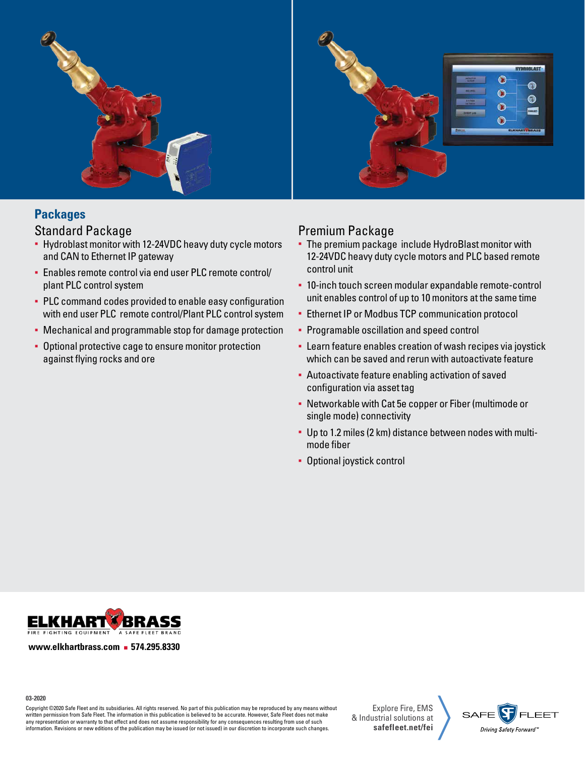## Packages

### Standard Package

- Hydroblast monitor with 12-24VDC heavy duty cycle motors and CAN to Ethernet IP gateway
- Enables remote control via end user PLC remote control/plant PLC control system
- PLC command codes provided to enable easy configuration with end user PLC remote control/Plant PLC control system
- Mechanical and programmable stop for damage protection
- Optional protective cage to ensure monitor protection against flying rocks and ore

### Premium Package

- The premium package include HydroBlast monitor with 12-24VDC heavy duty cycle motors and PLC based remote control unit
- 10-inch touch screen modular expandable remote-control unit enables control of up to 10 monitors at the same time
- Ethernet IP or Modbus TCP communication protocol
- Programable oscillation and speed control
- Learn feature enables creation of wash recipes via joystick which can be saved and rerun with autoactivate feature
- Autoactivate feature enabling activation of saved configuration via asset tag
- Networkable with Cat 5e copper or Fiber (multimode or single mode) connectivity
- Up to 1.2 miles (2 km) distance between nodes with multi-mode fiber
- Optional joystick control

ELKHART BRASS
FIRE FIGHTING EQUIPMENT A SAFE FLEET BRAND

**www.elkhartbrass.com ▪ 574.295.8330**

**03-2020**

Copyright ©2020 Safe Fleet and its subsidiaries. All rights reserved. No part of this publication may be reproduced by any means without written permission from Safe Fleet. The information in this publication is believed to be accurate. However, Safe Fleet does not make any representation or warranty to that effect and does not assume responsibility for any consequences resulting from use of such information. Revisions or new editions of the publication may be issued (or not issued) in our discretion to incorporate such changes.

Explore Fire, EMS & Industrial solutions at **safefleet.net/fei**

SAFE FLEET
*Driving Safety Forward™*